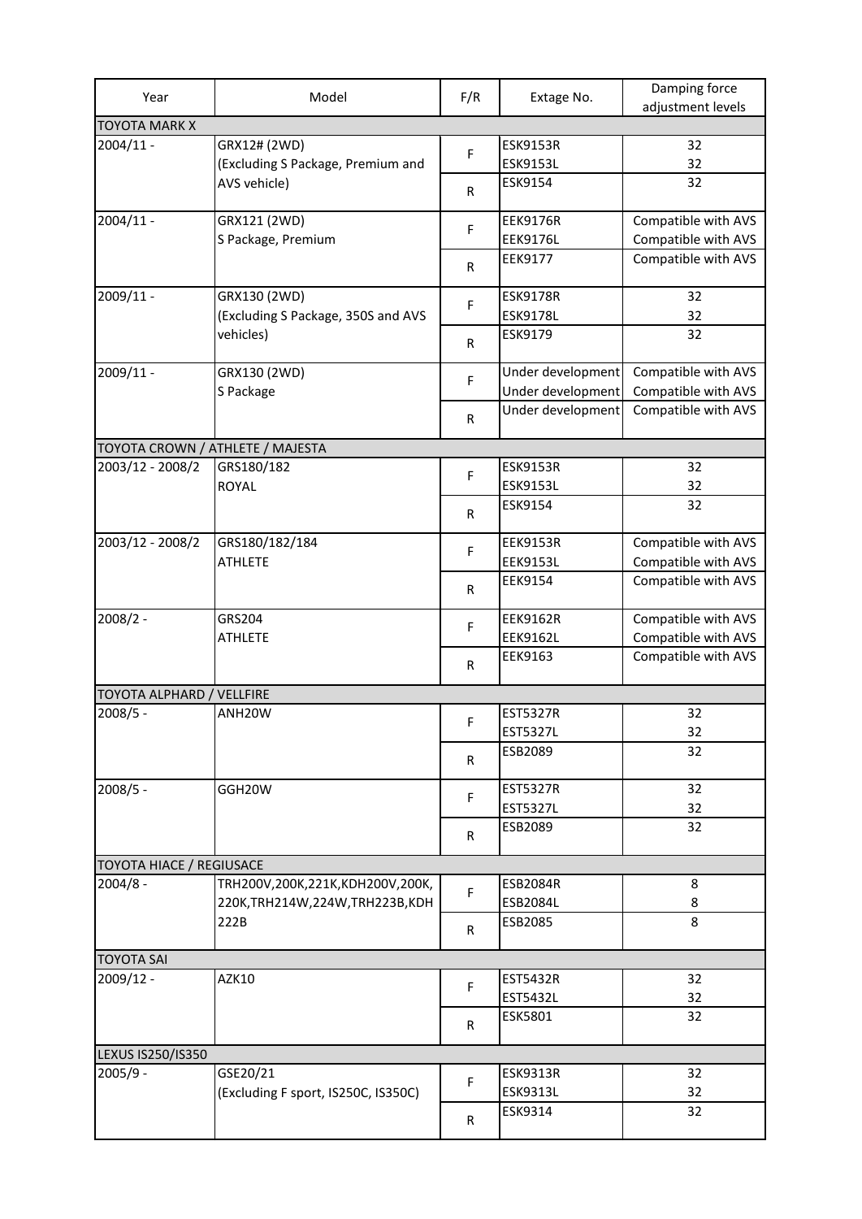| Year | Model | F/R | Extage No. | Damping force adjustment levels |
|---|---|---|---|---|
| TOYOTA MARK X | | | | |
| 2004/11 - | GRX12# (2WD) (Excluding S Package, Premium and AVS vehicle) | F | ESK9153R<br>ESK9153L | 32<br>32 |
| | | R | ESK9154 | 32 |
| 2004/11 - | GRX121 (2WD) S Package, Premium | F | EEK9176R<br>EEK9176L | Compatible with AVS<br>Compatible with AVS |
| | | R | EEK9177 | Compatible with AVS |
| 2009/11 - | GRX130 (2WD) (Excluding S Package, 350S and AVS vehicles) | F | ESK9178R<br>ESK9178L | 32<br>32 |
| | | R | ESK9179 | 32 |
| 2009/11 - | GRX130 (2WD) S Package | F | Under development<br>Under development | Compatible with AVS<br>Compatible with AVS |
| | | R | Under development | Compatible with AVS |
| TOYOTA CROWN / ATHLETE / MAJESTA | | | | |
| 2003/12 - 2008/2 | GRS180/182 ROYAL | F | ESK9153R<br>ESK9153L | 32<br>32 |
| | | R | ESK9154 | 32 |
| 2003/12 - 2008/2 | GRS180/182/184 ATHLETE | F | EEK9153R<br>EEK9153L | Compatible with AVS<br>Compatible with AVS |
| | | R | EEK9154 | Compatible with AVS |
| 2008/2 - | GRS204 ATHLETE | F | EEK9162R<br>EEK9162L | Compatible with AVS<br>Compatible with AVS |
| | | R | EEK9163 | Compatible with AVS |
| TOYOTA ALPHARD / VELLFIRE | | | | |
| 2008/5 - | ANH20W | F | EST5327R<br>EST5327L | 32<br>32 |
| | | R | ESB2089 | 32 |
| 2008/5 - | GGH20W | F | EST5327R<br>EST5327L | 32<br>32 |
| | | R | ESB2089 | 32 |
| TOYOTA HIACE / REGIUSACE | | | | |
| 2004/8 - | TRH200V,200K,221K,KDH200V,200K, 220K,TRH214W,224W,TRH223B,KDH 222B | F | ESB2084R<br>ESB2084L | 8<br>8 |
| | | R | ESB2085 | 8 |
| TOYOTA SAI | | | | |
| 2009/12 - | AZK10 | F | EST5432R<br>EST5432L | 32<br>32 |
| | | R | ESK5801 | 32 |
| LEXUS IS250/IS350 | | | | |
| 2005/9 - | GSE20/21 (Excluding F sport, IS250C, IS350C) | F | ESK9313R<br>ESK9313L | 32<br>32 |
| | | R | ESK9314 | 32 |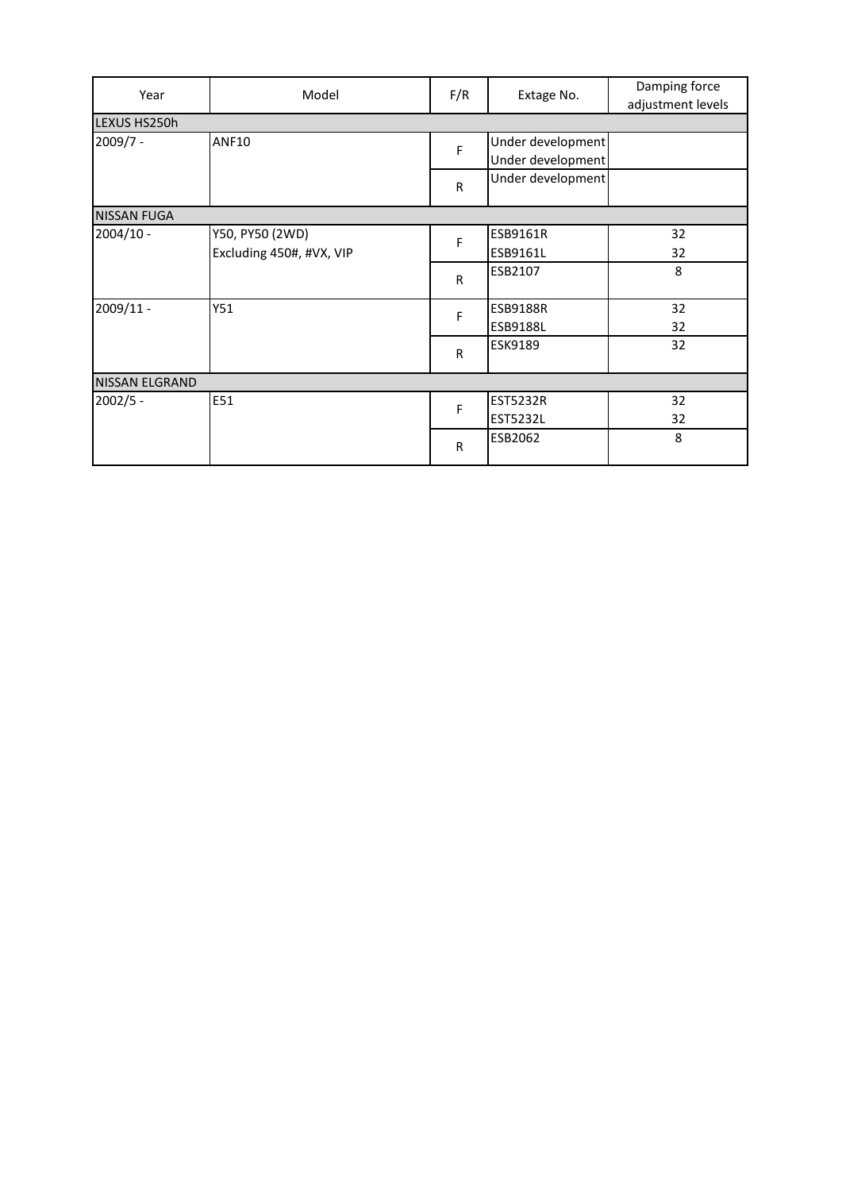| Year | Model | F/R | Extage No. | Damping force adjustment levels |
|---|---|---|---|---|
| LEXUS HS250h | | | | |
| 2009/7 - | ANF10 | F | Under development | |
| | | | Under development | |
| | | R | Under development | |
| NISSAN FUGA | | | | |
| 2004/10 - | Y50, PY50 (2WD) Excluding 450#, #VX, VIP | F | ESB9161R | 32 |
| | | | ESB9161L | 32 |
| | | R | ESB2107 | 8 |
| 2009/11 - | Y51 | F | ESB9188R | 32 |
| | | | ESB9188L | 32 |
| | | R | ESK9189 | 32 |
| NISSAN ELGRAND | | | | |
| 2002/5 - | E51 | F | EST5232R | 32 |
| | | | EST5232L | 32 |
| | | R | ESB2062 | 8 |